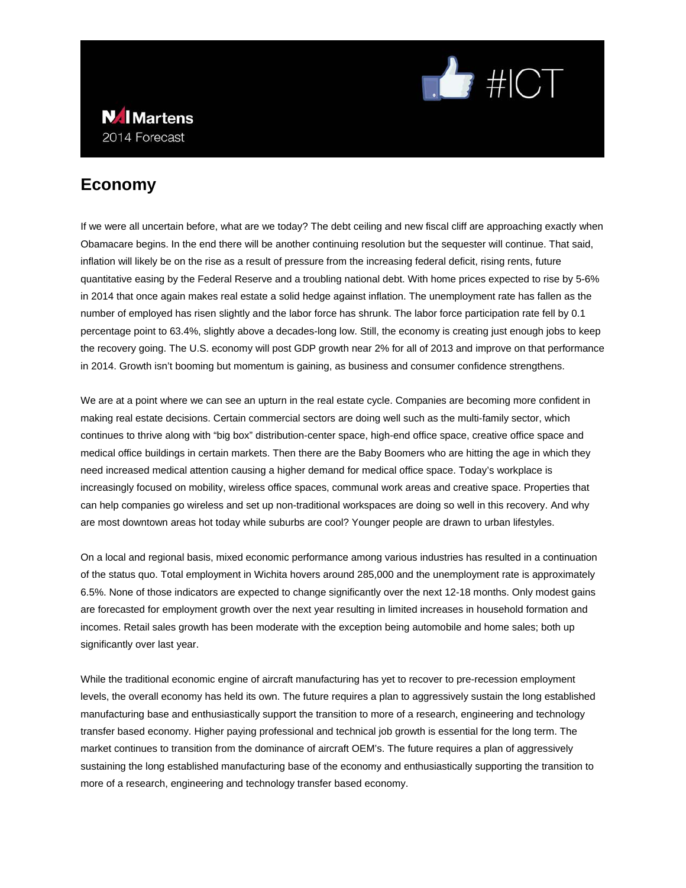#ICT

NAI Martens
2014 Forecast

## Economy

If we were all uncertain before, what are we today? The debt ceiling and new fiscal cliff are approaching exactly when Obamacare begins. In the end there will be another continuing resolution but the sequester will continue. That said, inflation will likely be on the rise as a result of pressure from the increasing federal deficit, rising rents, future quantitative easing by the Federal Reserve and a troubling national debt. With home prices expected to rise by 5-6% in 2014 that once again makes real estate a solid hedge against inflation. The unemployment rate has fallen as the number of employed has risen slightly and the labor force has shrunk. The labor force participation rate fell by 0.1 percentage point to 63.4%, slightly above a decades-long low. Still, the economy is creating just enough jobs to keep the recovery going. The U.S. economy will post GDP growth near 2% for all of 2013 and improve on that performance in 2014. Growth isn't booming but momentum is gaining, as business and consumer confidence strengthens.

We are at a point where we can see an upturn in the real estate cycle. Companies are becoming more confident in making real estate decisions. Certain commercial sectors are doing well such as the multi-family sector, which continues to thrive along with "big box" distribution-center space, high-end office space, creative office space and medical office buildings in certain markets. Then there are the Baby Boomers who are hitting the age in which they need increased medical attention causing a higher demand for medical office space. Today's workplace is increasingly focused on mobility, wireless office spaces, communal work areas and creative space. Properties that can help companies go wireless and set up non-traditional workspaces are doing so well in this recovery. And why are most downtown areas hot today while suburbs are cool? Younger people are drawn to urban lifestyles.

On a local and regional basis, mixed economic performance among various industries has resulted in a continuation of the status quo. Total employment in Wichita hovers around 285,000 and the unemployment rate is approximately 6.5%. None of those indicators are expected to change significantly over the next 12-18 months. Only modest gains are forecasted for employment growth over the next year resulting in limited increases in household formation and incomes. Retail sales growth has been moderate with the exception being automobile and home sales; both up significantly over last year.

While the traditional economic engine of aircraft manufacturing has yet to recover to pre-recession employment levels, the overall economy has held its own. The future requires a plan to aggressively sustain the long established manufacturing base and enthusiastically support the transition to more of a research, engineering and technology transfer based economy. Higher paying professional and technical job growth is essential for the long term. The market continues to transition from the dominance of aircraft OEM's. The future requires a plan of aggressively sustaining the long established manufacturing base of the economy and enthusiastically supporting the transition to more of a research, engineering and technology transfer based economy.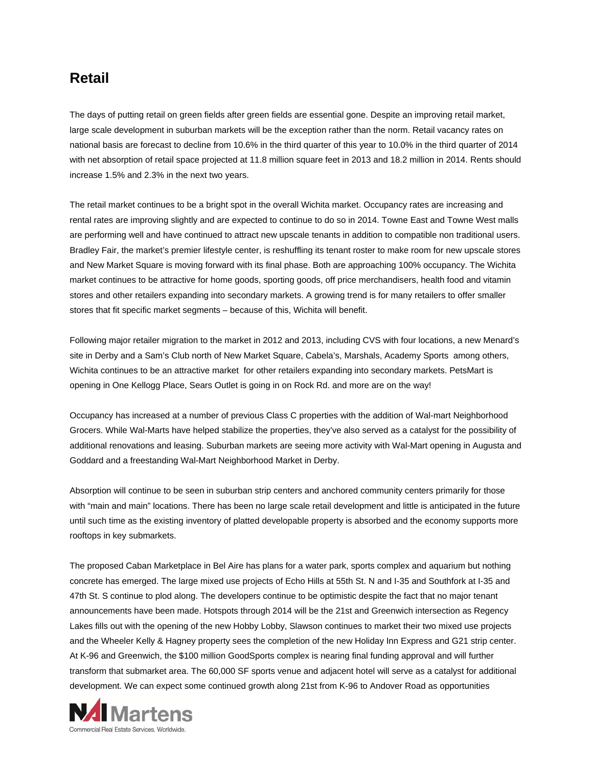# Retail

The days of putting retail on green fields after green fields are essential gone. Despite an improving retail market, large scale development in suburban markets will be the exception rather than the norm. Retail vacancy rates on national basis are forecast to decline from 10.6% in the third quarter of this year to 10.0% in the third quarter of 2014 with net absorption of retail space projected at 11.8 million square feet in 2013 and 18.2 million in 2014. Rents should increase 1.5% and 2.3% in the next two years.

The retail market continues to be a bright spot in the overall Wichita market. Occupancy rates are increasing and rental rates are improving slightly and are expected to continue to do so in 2014. Towne East and Towne West malls are performing well and have continued to attract new upscale tenants in addition to compatible non traditional users. Bradley Fair, the market's premier lifestyle center, is reshuffling its tenant roster to make room for new upscale stores and New Market Square is moving forward with its final phase. Both are approaching 100% occupancy. The Wichita market continues to be attractive for home goods, sporting goods, off price merchandisers, health food and vitamin stores and other retailers expanding into secondary markets. A growing trend is for many retailers to offer smaller stores that fit specific market segments – because of this, Wichita will benefit.

Following major retailer migration to the market in 2012 and 2013, including CVS with four locations, a new Menard's site in Derby and a Sam's Club north of New Market Square, Cabela's, Marshals, Academy Sports among others, Wichita continues to be an attractive market for other retailers expanding into secondary markets. PetsMart is opening in One Kellogg Place, Sears Outlet is going in on Rock Rd. and more are on the way!

Occupancy has increased at a number of previous Class C properties with the addition of Wal-mart Neighborhood Grocers. While Wal-Marts have helped stabilize the properties, they've also served as a catalyst for the possibility of additional renovations and leasing. Suburban markets are seeing more activity with Wal-Mart opening in Augusta and Goddard and a freestanding Wal-Mart Neighborhood Market in Derby.

Absorption will continue to be seen in suburban strip centers and anchored community centers primarily for those with "main and main" locations. There has been no large scale retail development and little is anticipated in the future until such time as the existing inventory of platted developable property is absorbed and the economy supports more rooftops in key submarkets.

The proposed Caban Marketplace in Bel Aire has plans for a water park, sports complex and aquarium but nothing concrete has emerged. The large mixed use projects of Echo Hills at 55th St. N and I-35 and Southfork at I-35 and 47th St. S continue to plod along. The developers continue to be optimistic despite the fact that no major tenant announcements have been made. Hotspots through 2014 will be the 21st and Greenwich intersection as Regency Lakes fills out with the opening of the new Hobby Lobby, Slawson continues to market their two mixed use projects and the Wheeler Kelly & Hagney property sees the completion of the new Holiday Inn Express and G21 strip center. At K-96 and Greenwich, the $100 million GoodSports complex is nearing final funding approval and will further transform that submarket area. The 60,000 SF sports venue and adjacent hotel will serve as a catalyst for additional development. We can expect some continued growth along 21st from K-96 to Andover Road as opportunities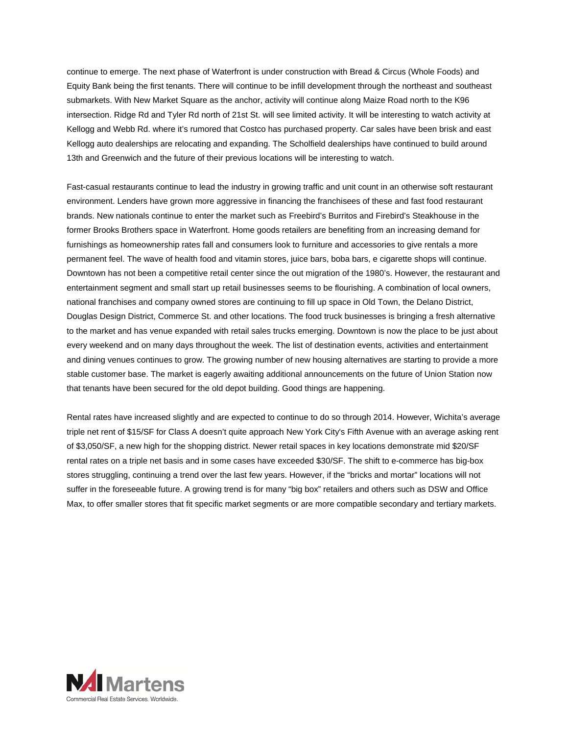continue to emerge. The next phase of Waterfront is under construction with Bread & Circus (Whole Foods) and Equity Bank being the first tenants. There will continue to be infill development through the northeast and southeast submarkets. With New Market Square as the anchor, activity will continue along Maize Road north to the K96 intersection. Ridge Rd and Tyler Rd north of 21st St. will see limited activity. It will be interesting to watch activity at Kellogg and Webb Rd. where it's rumored that Costco has purchased property. Car sales have been brisk and east Kellogg auto dealerships are relocating and expanding. The Scholfield dealerships have continued to build around 13th and Greenwich and the future of their previous locations will be interesting to watch.

Fast-casual restaurants continue to lead the industry in growing traffic and unit count in an otherwise soft restaurant environment. Lenders have grown more aggressive in financing the franchisees of these and fast food restaurant brands. New nationals continue to enter the market such as Freebird's Burritos and Firebird's Steakhouse in the former Brooks Brothers space in Waterfront. Home goods retailers are benefiting from an increasing demand for furnishings as homeownership rates fall and consumers look to furniture and accessories to give rentals a more permanent feel. The wave of health food and vitamin stores, juice bars, boba bars, e cigarette shops will continue. Downtown has not been a competitive retail center since the out migration of the 1980's. However, the restaurant and entertainment segment and small start up retail businesses seems to be flourishing. A combination of local owners, national franchises and company owned stores are continuing to fill up space in Old Town, the Delano District, Douglas Design District, Commerce St. and other locations. The food truck businesses is bringing a fresh alternative to the market and has venue expanded with retail sales trucks emerging. Downtown is now the place to be just about every weekend and on many days throughout the week. The list of destination events, activities and entertainment and dining venues continues to grow. The growing number of new housing alternatives are starting to provide a more stable customer base. The market is eagerly awaiting additional announcements on the future of Union Station now that tenants have been secured for the old depot building. Good things are happening.

Rental rates have increased slightly and are expected to continue to do so through 2014. However, Wichita's average triple net rent of $15/SF for Class A doesn't quite approach New York City's Fifth Avenue with an average asking rent of $3,050/SF, a new high for the shopping district. Newer retail spaces in key locations demonstrate mid $20/SF rental rates on a triple net basis and in some cases have exceeded $30/SF. The shift to e-commerce has big-box stores struggling, continuing a trend over the last few years. However, if the "bricks and mortar" locations will not suffer in the foreseeable future. A growing trend is for many "big box" retailers and others such as DSW and Office Max, to offer smaller stores that fit specific market segments or are more compatible secondary and tertiary markets.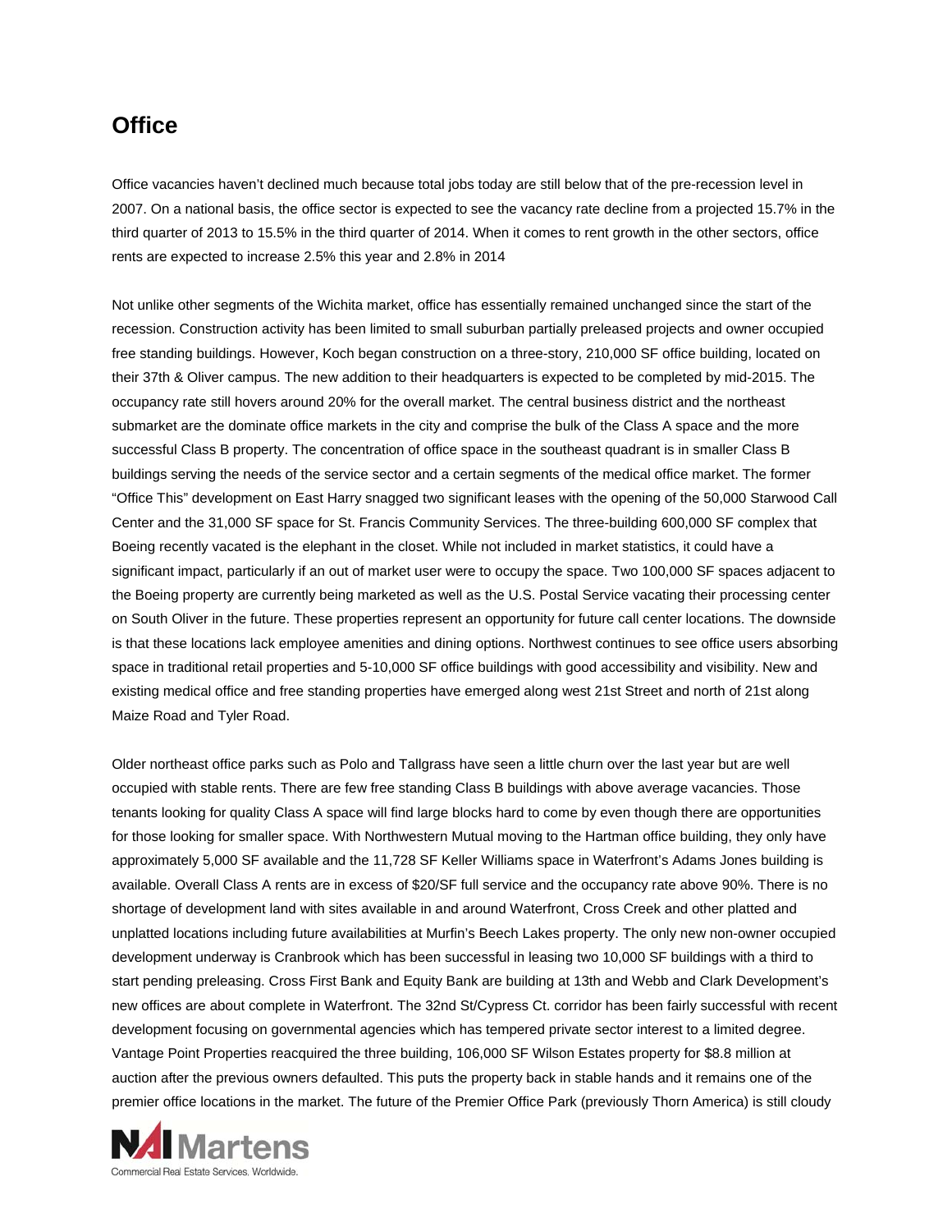## Office

Office vacancies haven't declined much because total jobs today are still below that of the pre-recession level in 2007. On a national basis, the office sector is expected to see the vacancy rate decline from a projected 15.7% in the third quarter of 2013 to 15.5% in the third quarter of 2014. When it comes to rent growth in the other sectors, office rents are expected to increase 2.5% this year and 2.8% in 2014

Not unlike other segments of the Wichita market, office has essentially remained unchanged since the start of the recession. Construction activity has been limited to small suburban partially preleased projects and owner occupied free standing buildings. However, Koch began construction on a three-story, 210,000 SF office building, located on their 37th & Oliver campus. The new addition to their headquarters is expected to be completed by mid-2015. The occupancy rate still hovers around 20% for the overall market. The central business district and the northeast submarket are the dominate office markets in the city and comprise the bulk of the Class A space and the more successful Class B property. The concentration of office space in the southeast quadrant is in smaller Class B buildings serving the needs of the service sector and a certain segments of the medical office market. The former "Office This" development on East Harry snagged two significant leases with the opening of the 50,000 Starwood Call Center and the 31,000 SF space for St. Francis Community Services. The three-building 600,000 SF complex that Boeing recently vacated is the elephant in the closet. While not included in market statistics, it could have a significant impact, particularly if an out of market user were to occupy the space. Two 100,000 SF spaces adjacent to the Boeing property are currently being marketed as well as the U.S. Postal Service vacating their processing center on South Oliver in the future. These properties represent an opportunity for future call center locations. The downside is that these locations lack employee amenities and dining options. Northwest continues to see office users absorbing space in traditional retail properties and 5-10,000 SF office buildings with good accessibility and visibility. New and existing medical office and free standing properties have emerged along west 21st Street and north of 21st along Maize Road and Tyler Road.

Older northeast office parks such as Polo and Tallgrass have seen a little churn over the last year but are well occupied with stable rents. There are few free standing Class B buildings with above average vacancies. Those tenants looking for quality Class A space will find large blocks hard to come by even though there are opportunities for those looking for smaller space. With Northwestern Mutual moving to the Hartman office building, they only have approximately 5,000 SF available and the 11,728 SF Keller Williams space in Waterfront's Adams Jones building is available. Overall Class A rents are in excess of $20/SF full service and the occupancy rate above 90%. There is no shortage of development land with sites available in and around Waterfront, Cross Creek and other platted and unplatted locations including future availabilities at Murfin's Beech Lakes property. The only new non-owner occupied development underway is Cranbrook which has been successful in leasing two 10,000 SF buildings with a third to start pending preleasing. Cross First Bank and Equity Bank are building at 13th and Webb and Clark Development's new offices are about complete in Waterfront. The 32nd St/Cypress Ct. corridor has been fairly successful with recent development focusing on governmental agencies which has tempered private sector interest to a limited degree. Vantage Point Properties reacquired the three building, 106,000 SF Wilson Estates property for $8.8 million at auction after the previous owners defaulted. This puts the property back in stable hands and it remains one of the premier office locations in the market. The future of the Premier Office Park (previously Thorn America) is still cloudy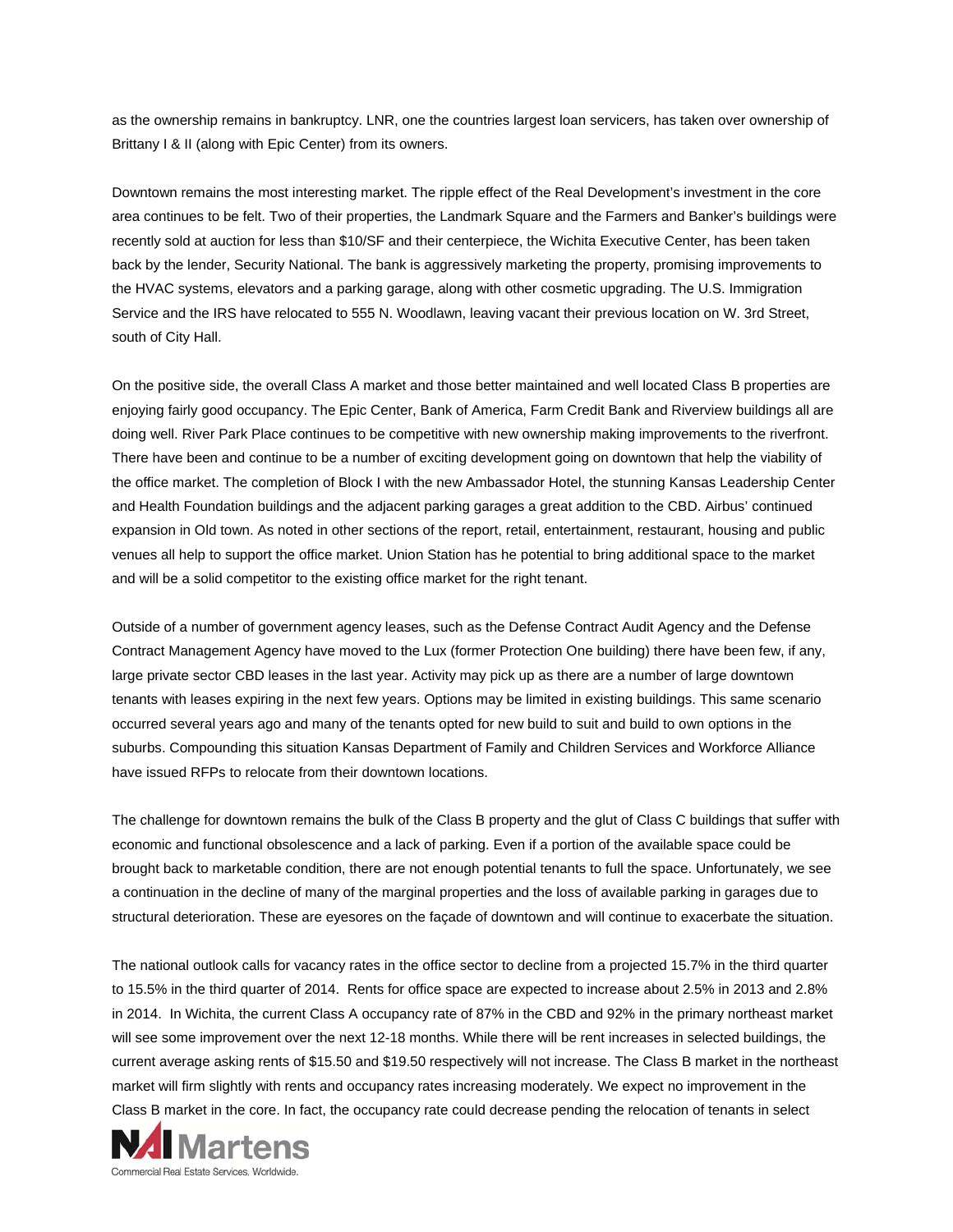as the ownership remains in bankruptcy. LNR, one the countries largest loan servicers, has taken over ownership of Brittany I & II (along with Epic Center) from its owners.

Downtown remains the most interesting market. The ripple effect of the Real Development's investment in the core area continues to be felt. Two of their properties, the Landmark Square and the Farmers and Banker's buildings were recently sold at auction for less than $10/SF and their centerpiece, the Wichita Executive Center, has been taken back by the lender, Security National. The bank is aggressively marketing the property, promising improvements to the HVAC systems, elevators and a parking garage, along with other cosmetic upgrading. The U.S. Immigration Service and the IRS have relocated to 555 N. Woodlawn, leaving vacant their previous location on W. 3rd Street, south of City Hall.

On the positive side, the overall Class A market and those better maintained and well located Class B properties are enjoying fairly good occupancy. The Epic Center, Bank of America, Farm Credit Bank and Riverview buildings all are doing well. River Park Place continues to be competitive with new ownership making improvements to the riverfront. There have been and continue to be a number of exciting development going on downtown that help the viability of the office market. The completion of Block I with the new Ambassador Hotel, the stunning Kansas Leadership Center and Health Foundation buildings and the adjacent parking garages a great addition to the CBD. Airbus' continued expansion in Old town. As noted in other sections of the report, retail, entertainment, restaurant, housing and public venues all help to support the office market. Union Station has he potential to bring additional space to the market and will be a solid competitor to the existing office market for the right tenant.

Outside of a number of government agency leases, such as the Defense Contract Audit Agency and the Defense Contract Management Agency have moved to the Lux (former Protection One building) there have been few, if any, large private sector CBD leases in the last year. Activity may pick up as there are a number of large downtown tenants with leases expiring in the next few years. Options may be limited in existing buildings. This same scenario occurred several years ago and many of the tenants opted for new build to suit and build to own options in the suburbs. Compounding this situation Kansas Department of Family and Children Services and Workforce Alliance have issued RFPs to relocate from their downtown locations.

The challenge for downtown remains the bulk of the Class B property and the glut of Class C buildings that suffer with economic and functional obsolescence and a lack of parking. Even if a portion of the available space could be brought back to marketable condition, there are not enough potential tenants to full the space. Unfortunately, we see a continuation in the decline of many of the marginal properties and the loss of available parking in garages due to structural deterioration. These are eyesores on the façade of downtown and will continue to exacerbate the situation.

The national outlook calls for vacancy rates in the office sector to decline from a projected 15.7% in the third quarter to 15.5% in the third quarter of 2014. Rents for office space are expected to increase about 2.5% in 2013 and 2.8% in 2014. In Wichita, the current Class A occupancy rate of 87% in the CBD and 92% in the primary northeast market will see some improvement over the next 12-18 months. While there will be rent increases in selected buildings, the current average asking rents of $15.50 and $19.50 respectively will not increase. The Class B market in the northeast market will firm slightly with rents and occupancy rates increasing moderately. We expect no improvement in the Class B market in the core. In fact, the occupancy rate could decrease pending the relocation of tenants in select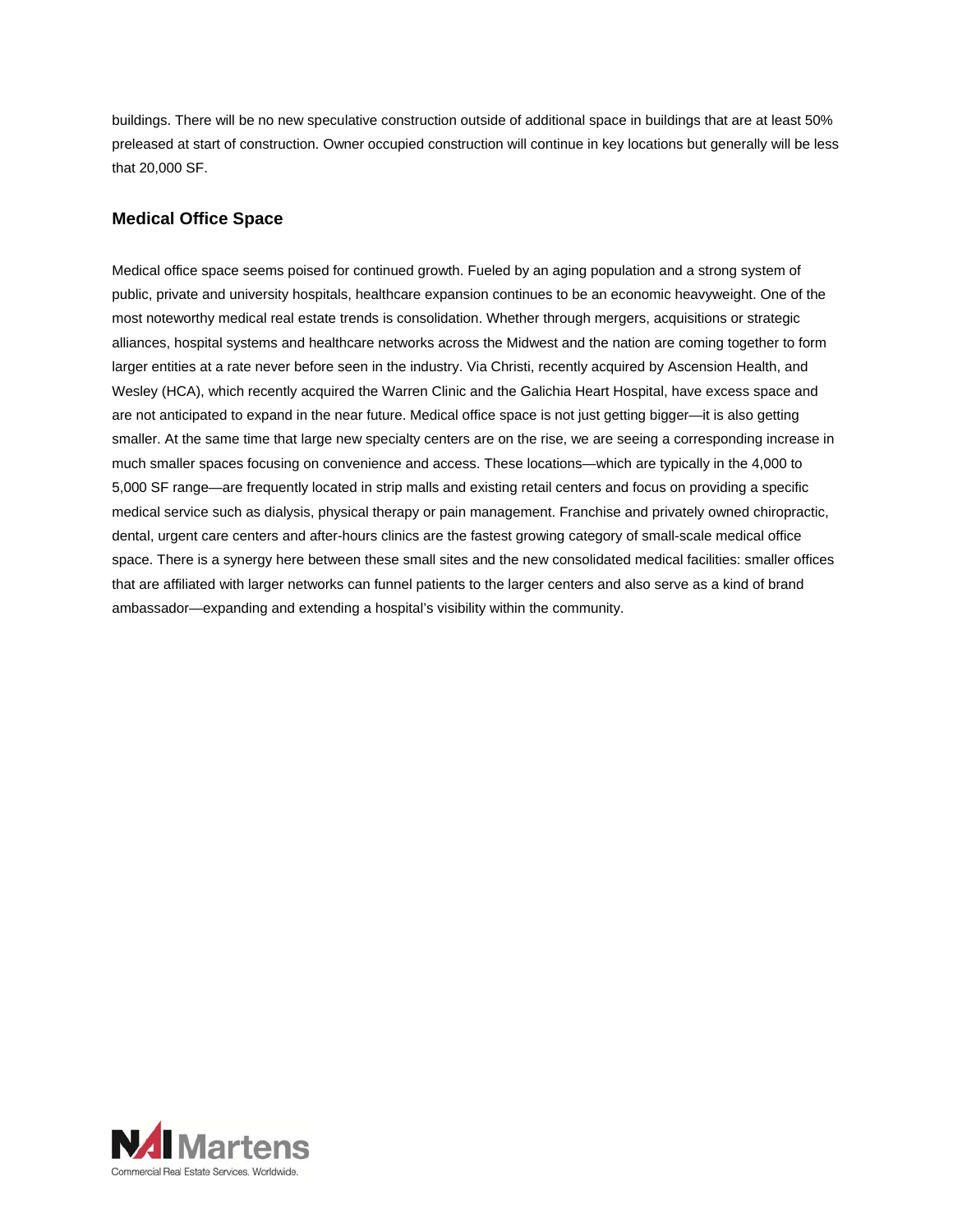buildings. There will be no new speculative construction outside of additional space in buildings that are at least 50% preleased at start of construction. Owner occupied construction will continue in key locations but generally will be less that 20,000 SF.

### Medical Office Space

Medical office space seems poised for continued growth. Fueled by an aging population and a strong system of public, private and university hospitals, healthcare expansion continues to be an economic heavyweight. One of the most noteworthy medical real estate trends is consolidation. Whether through mergers, acquisitions or strategic alliances, hospital systems and healthcare networks across the Midwest and the nation are coming together to form larger entities at a rate never before seen in the industry. Via Christi, recently acquired by Ascension Health, and Wesley (HCA), which recently acquired the Warren Clinic and the Galichia Heart Hospital, have excess space and are not anticipated to expand in the near future. Medical office space is not just getting bigger—it is also getting smaller. At the same time that large new specialty centers are on the rise, we are seeing a corresponding increase in much smaller spaces focusing on convenience and access. These locations—which are typically in the 4,000 to 5,000 SF range—are frequently located in strip malls and existing retail centers and focus on providing a specific medical service such as dialysis, physical therapy or pain management. Franchise and privately owned chiropractic, dental, urgent care centers and after-hours clinics are the fastest growing category of small-scale medical office space. There is a synergy here between these small sites and the new consolidated medical facilities: smaller offices that are affiliated with larger networks can funnel patients to the larger centers and also serve as a kind of brand ambassador—expanding and extending a hospital's visibility within the community.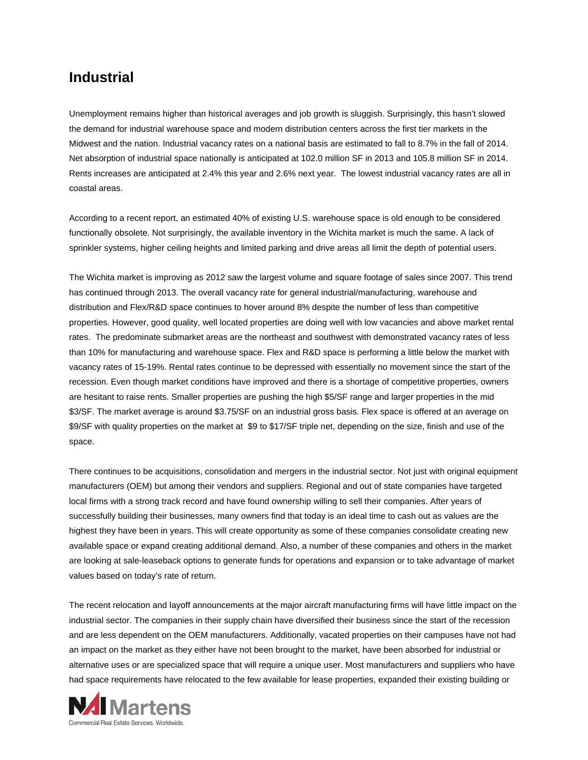## Industrial

Unemployment remains higher than historical averages and job growth is sluggish. Surprisingly, this hasn't slowed the demand for industrial warehouse space and modern distribution centers across the first tier markets in the Midwest and the nation. Industrial vacancy rates on a national basis are estimated to fall to 8.7% in the fall of 2014. Net absorption of industrial space nationally is anticipated at 102.0 million SF in 2013 and 105.8 million SF in 2014. Rents increases are anticipated at 2.4% this year and 2.6% next year. The lowest industrial vacancy rates are all in coastal areas.

According to a recent report, an estimated 40% of existing U.S. warehouse space is old enough to be considered functionally obsolete. Not surprisingly, the available inventory in the Wichita market is much the same. A lack of sprinkler systems, higher ceiling heights and limited parking and drive areas all limit the depth of potential users.

The Wichita market is improving as 2012 saw the largest volume and square footage of sales since 2007. This trend has continued through 2013. The overall vacancy rate for general industrial/manufacturing, warehouse and distribution and Flex/R&D space continues to hover around 8% despite the number of less than competitive properties. However, good quality, well located properties are doing well with low vacancies and above market rental rates. The predominate submarket areas are the northeast and southwest with demonstrated vacancy rates of less than 10% for manufacturing and warehouse space. Flex and R&D space is performing a little below the market with vacancy rates of 15-19%. Rental rates continue to be depressed with essentially no movement since the start of the recession. Even though market conditions have improved and there is a shortage of competitive properties, owners are hesitant to raise rents. Smaller properties are pushing the high $5/SF range and larger properties in the mid $3/SF. The market average is around $3.75/SF on an industrial gross basis. Flex space is offered at an average on $9/SF with quality properties on the market at $9 to $17/SF triple net, depending on the size, finish and use of the space.

There continues to be acquisitions, consolidation and mergers in the industrial sector. Not just with original equipment manufacturers (OEM) but among their vendors and suppliers. Regional and out of state companies have targeted local firms with a strong track record and have found ownership willing to sell their companies. After years of successfully building their businesses, many owners find that today is an ideal time to cash out as values are the highest they have been in years. This will create opportunity as some of these companies consolidate creating new available space or expand creating additional demand. Also, a number of these companies and others in the market are looking at sale-leaseback options to generate funds for operations and expansion or to take advantage of market values based on today's rate of return.

The recent relocation and layoff announcements at the major aircraft manufacturing firms will have little impact on the industrial sector. The companies in their supply chain have diversified their business since the start of the recession and are less dependent on the OEM manufacturers. Additionally, vacated properties on their campuses have not had an impact on the market as they either have not been brought to the market, have been absorbed for industrial or alternative uses or are specialized space that will require a unique user. Most manufacturers and suppliers who have had space requirements have relocated to the few available for lease properties, expanded their existing building or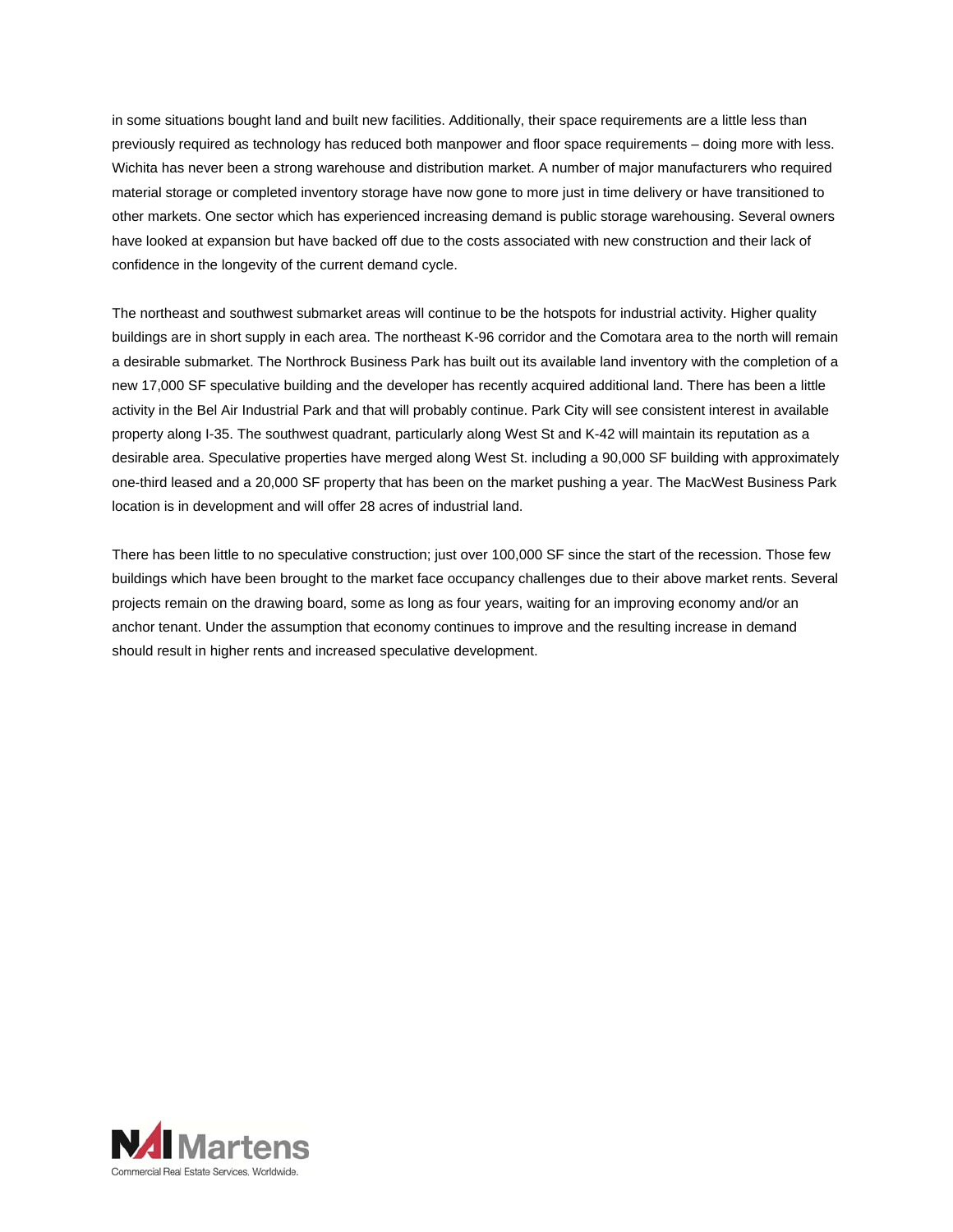in some situations bought land and built new facilities. Additionally, their space requirements are a little less than previously required as technology has reduced both manpower and floor space requirements – doing more with less. Wichita has never been a strong warehouse and distribution market. A number of major manufacturers who required material storage or completed inventory storage have now gone to more just in time delivery or have transitioned to other markets. One sector which has experienced increasing demand is public storage warehousing. Several owners have looked at expansion but have backed off due to the costs associated with new construction and their lack of confidence in the longevity of the current demand cycle.

The northeast and southwest submarket areas will continue to be the hotspots for industrial activity. Higher quality buildings are in short supply in each area. The northeast K-96 corridor and the Comotara area to the north will remain a desirable submarket. The Northrock Business Park has built out its available land inventory with the completion of a new 17,000 SF speculative building and the developer has recently acquired additional land. There has been a little activity in the Bel Air Industrial Park and that will probably continue. Park City will see consistent interest in available property along I-35. The southwest quadrant, particularly along West St and K-42 will maintain its reputation as a desirable area. Speculative properties have merged along West St. including a 90,000 SF building with approximately one-third leased and a 20,000 SF property that has been on the market pushing a year. The MacWest Business Park location is in development and will offer 28 acres of industrial land.

There has been little to no speculative construction; just over 100,000 SF since the start of the recession. Those few buildings which have been brought to the market face occupancy challenges due to their above market rents. Several projects remain on the drawing board, some as long as four years, waiting for an improving economy and/or an anchor tenant. Under the assumption that economy continues to improve and the resulting increase in demand should result in higher rents and increased speculative development.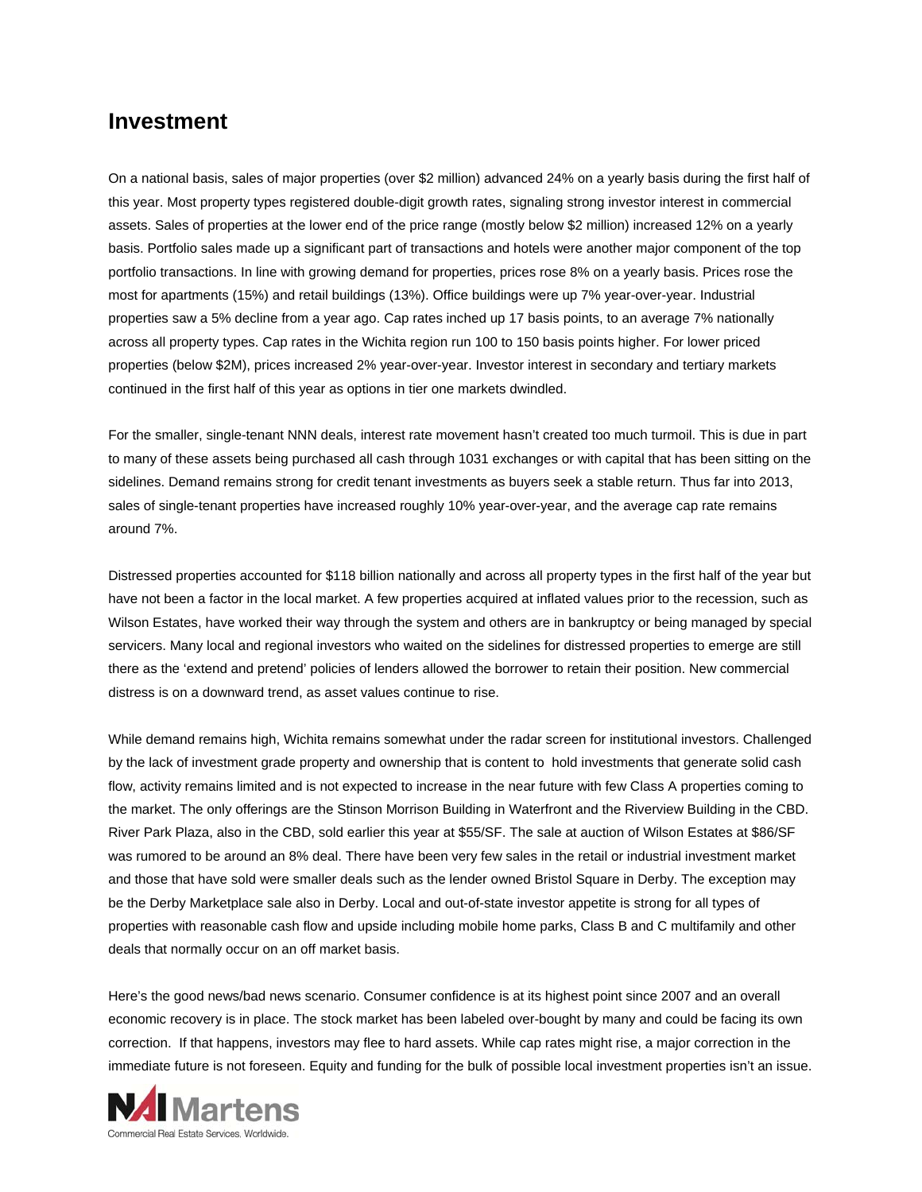# Investment

On a national basis, sales of major properties (over $2 million) advanced 24% on a yearly basis during the first half of this year. Most property types registered double-digit growth rates, signaling strong investor interest in commercial assets. Sales of properties at the lower end of the price range (mostly below $2 million) increased 12% on a yearly basis. Portfolio sales made up a significant part of transactions and hotels were another major component of the top portfolio transactions. In line with growing demand for properties, prices rose 8% on a yearly basis. Prices rose the most for apartments (15%) and retail buildings (13%). Office buildings were up 7% year-over-year. Industrial properties saw a 5% decline from a year ago. Cap rates inched up 17 basis points, to an average 7% nationally across all property types. Cap rates in the Wichita region run 100 to 150 basis points higher. For lower priced properties (below $2M), prices increased 2% year-over-year. Investor interest in secondary and tertiary markets continued in the first half of this year as options in tier one markets dwindled.

For the smaller, single-tenant NNN deals, interest rate movement hasn't created too much turmoil. This is due in part to many of these assets being purchased all cash through 1031 exchanges or with capital that has been sitting on the sidelines. Demand remains strong for credit tenant investments as buyers seek a stable return. Thus far into 2013, sales of single-tenant properties have increased roughly 10% year-over-year, and the average cap rate remains around 7%.

Distressed properties accounted for $118 billion nationally and across all property types in the first half of the year but have not been a factor in the local market. A few properties acquired at inflated values prior to the recession, such as Wilson Estates, have worked their way through the system and others are in bankruptcy or being managed by special servicers. Many local and regional investors who waited on the sidelines for distressed properties to emerge are still there as the 'extend and pretend' policies of lenders allowed the borrower to retain their position. New commercial distress is on a downward trend, as asset values continue to rise.

While demand remains high, Wichita remains somewhat under the radar screen for institutional investors. Challenged by the lack of investment grade property and ownership that is content to hold investments that generate solid cash flow, activity remains limited and is not expected to increase in the near future with few Class A properties coming to the market. The only offerings are the Stinson Morrison Building in Waterfront and the Riverview Building in the CBD. River Park Plaza, also in the CBD, sold earlier this year at $55/SF. The sale at auction of Wilson Estates at $86/SF was rumored to be around an 8% deal. There have been very few sales in the retail or industrial investment market and those that have sold were smaller deals such as the lender owned Bristol Square in Derby. The exception may be the Derby Marketplace sale also in Derby. Local and out-of-state investor appetite is strong for all types of properties with reasonable cash flow and upside including mobile home parks, Class B and C multifamily and other deals that normally occur on an off market basis.

Here's the good news/bad news scenario. Consumer confidence is at its highest point since 2007 and an overall economic recovery is in place. The stock market has been labeled over-bought by many and could be facing its own correction. If that happens, investors may flee to hard assets. While cap rates might rise, a major correction in the immediate future is not foreseen. Equity and funding for the bulk of possible local investment properties isn't an issue.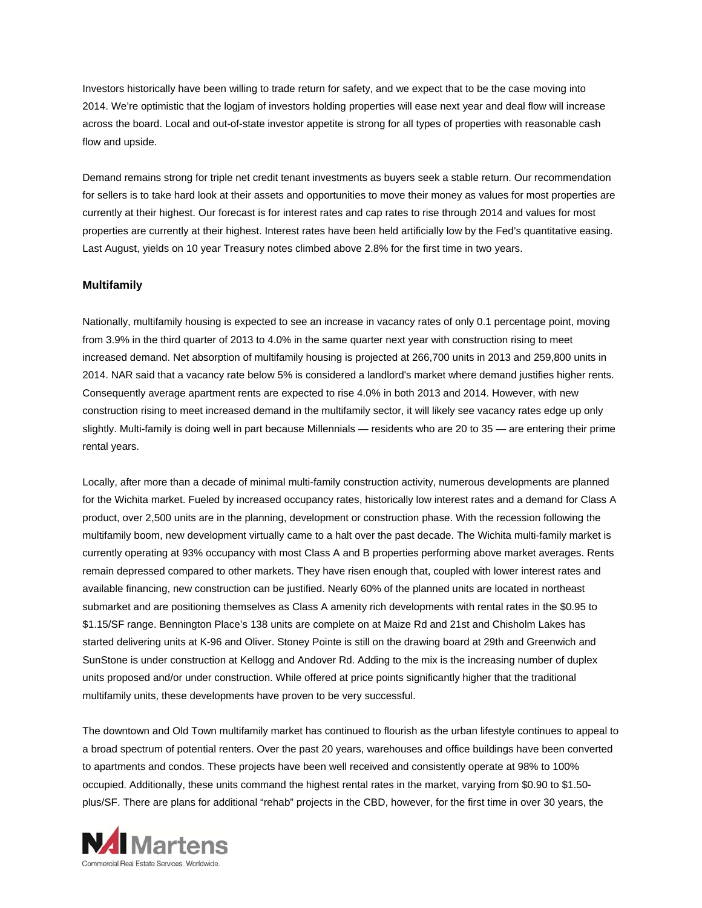Investors historically have been willing to trade return for safety, and we expect that to be the case moving into 2014. We're optimistic that the logjam of investors holding properties will ease next year and deal flow will increase across the board. Local and out-of-state investor appetite is strong for all types of properties with reasonable cash flow and upside.

Demand remains strong for triple net credit tenant investments as buyers seek a stable return. Our recommendation for sellers is to take hard look at their assets and opportunities to move their money as values for most properties are currently at their highest. Our forecast is for interest rates and cap rates to rise through 2014 and values for most properties are currently at their highest. Interest rates have been held artificially low by the Fed's quantitative easing. Last August, yields on 10 year Treasury notes climbed above 2.8% for the first time in two years.

### Multifamily

Nationally, multifamily housing is expected to see an increase in vacancy rates of only 0.1 percentage point, moving from 3.9% in the third quarter of 2013 to 4.0% in the same quarter next year with construction rising to meet increased demand. Net absorption of multifamily housing is projected at 266,700 units in 2013 and 259,800 units in 2014. NAR said that a vacancy rate below 5% is considered a landlord's market where demand justifies higher rents. Consequently average apartment rents are expected to rise 4.0% in both 2013 and 2014. However, with new construction rising to meet increased demand in the multifamily sector, it will likely see vacancy rates edge up only slightly. Multi-family is doing well in part because Millennials — residents who are 20 to 35 — are entering their prime rental years.

Locally, after more than a decade of minimal multi-family construction activity, numerous developments are planned for the Wichita market. Fueled by increased occupancy rates, historically low interest rates and a demand for Class A product, over 2,500 units are in the planning, development or construction phase. With the recession following the multifamily boom, new development virtually came to a halt over the past decade. The Wichita multi-family market is currently operating at 93% occupancy with most Class A and B properties performing above market averages. Rents remain depressed compared to other markets. They have risen enough that, coupled with lower interest rates and available financing, new construction can be justified. Nearly 60% of the planned units are located in northeast submarket and are positioning themselves as Class A amenity rich developments with rental rates in the $0.95 to $1.15/SF range. Bennington Place's 138 units are complete on at Maize Rd and 21st and Chisholm Lakes has started delivering units at K-96 and Oliver. Stoney Pointe is still on the drawing board at 29th and Greenwich and SunStone is under construction at Kellogg and Andover Rd. Adding to the mix is the increasing number of duplex units proposed and/or under construction. While offered at price points significantly higher that the traditional multifamily units, these developments have proven to be very successful.

The downtown and Old Town multifamily market has continued to flourish as the urban lifestyle continues to appeal to a broad spectrum of potential renters. Over the past 20 years, warehouses and office buildings have been converted to apartments and condos. These projects have been well received and consistently operate at 98% to 100% occupied. Additionally, these units command the highest rental rates in the market, varying from $0.90 to $1.50-plus/SF. There are plans for additional "rehab" projects in the CBD, however, for the first time in over 30 years, the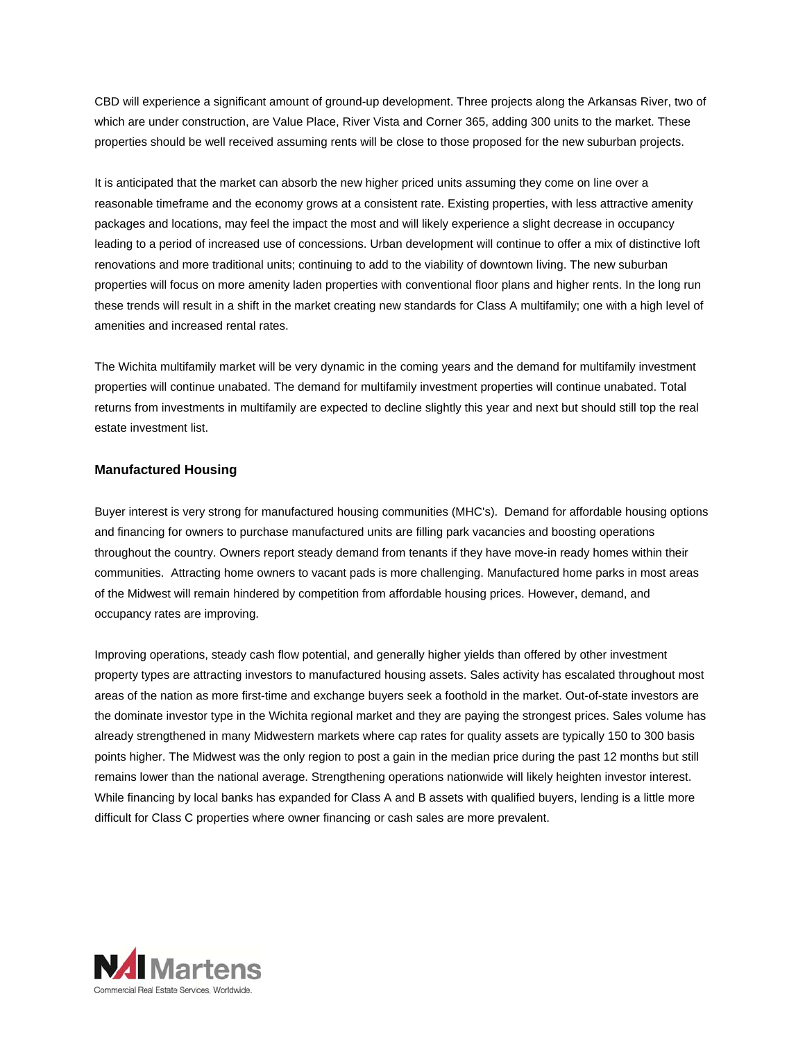CBD will experience a significant amount of ground-up development. Three projects along the Arkansas River, two of which are under construction, are Value Place, River Vista and Corner 365, adding 300 units to the market. These properties should be well received assuming rents will be close to those proposed for the new suburban projects.

It is anticipated that the market can absorb the new higher priced units assuming they come on line over a reasonable timeframe and the economy grows at a consistent rate. Existing properties, with less attractive amenity packages and locations, may feel the impact the most and will likely experience a slight decrease in occupancy leading to a period of increased use of concessions. Urban development will continue to offer a mix of distinctive loft renovations and more traditional units; continuing to add to the viability of downtown living. The new suburban properties will focus on more amenity laden properties with conventional floor plans and higher rents. In the long run these trends will result in a shift in the market creating new standards for Class A multifamily; one with a high level of amenities and increased rental rates.

The Wichita multifamily market will be very dynamic in the coming years and the demand for multifamily investment properties will continue unabated. The demand for multifamily investment properties will continue unabated. Total returns from investments in multifamily are expected to decline slightly this year and next but should still top the real estate investment list.

### Manufactured Housing

Buyer interest is very strong for manufactured housing communities (MHC's). Demand for affordable housing options and financing for owners to purchase manufactured units are filling park vacancies and boosting operations throughout the country. Owners report steady demand from tenants if they have move-in ready homes within their communities. Attracting home owners to vacant pads is more challenging. Manufactured home parks in most areas of the Midwest will remain hindered by competition from affordable housing prices. However, demand, and occupancy rates are improving.

Improving operations, steady cash flow potential, and generally higher yields than offered by other investment property types are attracting investors to manufactured housing assets. Sales activity has escalated throughout most areas of the nation as more first-time and exchange buyers seek a foothold in the market. Out-of-state investors are the dominate investor type in the Wichita regional market and they are paying the strongest prices. Sales volume has already strengthened in many Midwestern markets where cap rates for quality assets are typically 150 to 300 basis points higher. The Midwest was the only region to post a gain in the median price during the past 12 months but still remains lower than the national average. Strengthening operations nationwide will likely heighten investor interest. While financing by local banks has expanded for Class A and B assets with qualified buyers, lending is a little more difficult for Class C properties where owner financing or cash sales are more prevalent.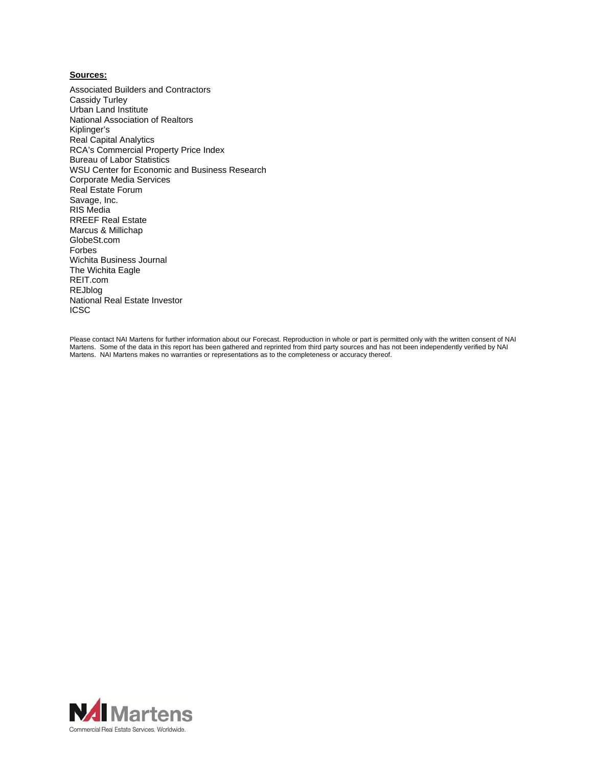**Sources:**

Associated Builders and Contractors
Cassidy Turley
Urban Land Institute
National Association of Realtors
Kiplinger's
Real Capital Analytics
RCA's Commercial Property Price Index
Bureau of Labor Statistics
WSU Center for Economic and Business Research
Corporate Media Services
Real Estate Forum
Savage, Inc.
RIS Media
RREEF Real Estate
Marcus & Millichap
GlobeSt.com
Forbes
Wichita Business Journal
The Wichita Eagle
REIT.com
REJblog
National Real Estate Investor
ICSC

Please contact NAI Martens for further information about our Forecast. Reproduction in whole or part is permitted only with the written consent of NAI Martens. Some of the data in this report has been gathered and reprinted from third party sources and has not been independently verified by NAI Martens. NAI Martens makes no warranties or representations as to the completeness or accuracy thereof.

NAI Martens
Commercial Real Estate Services, Worldwide.